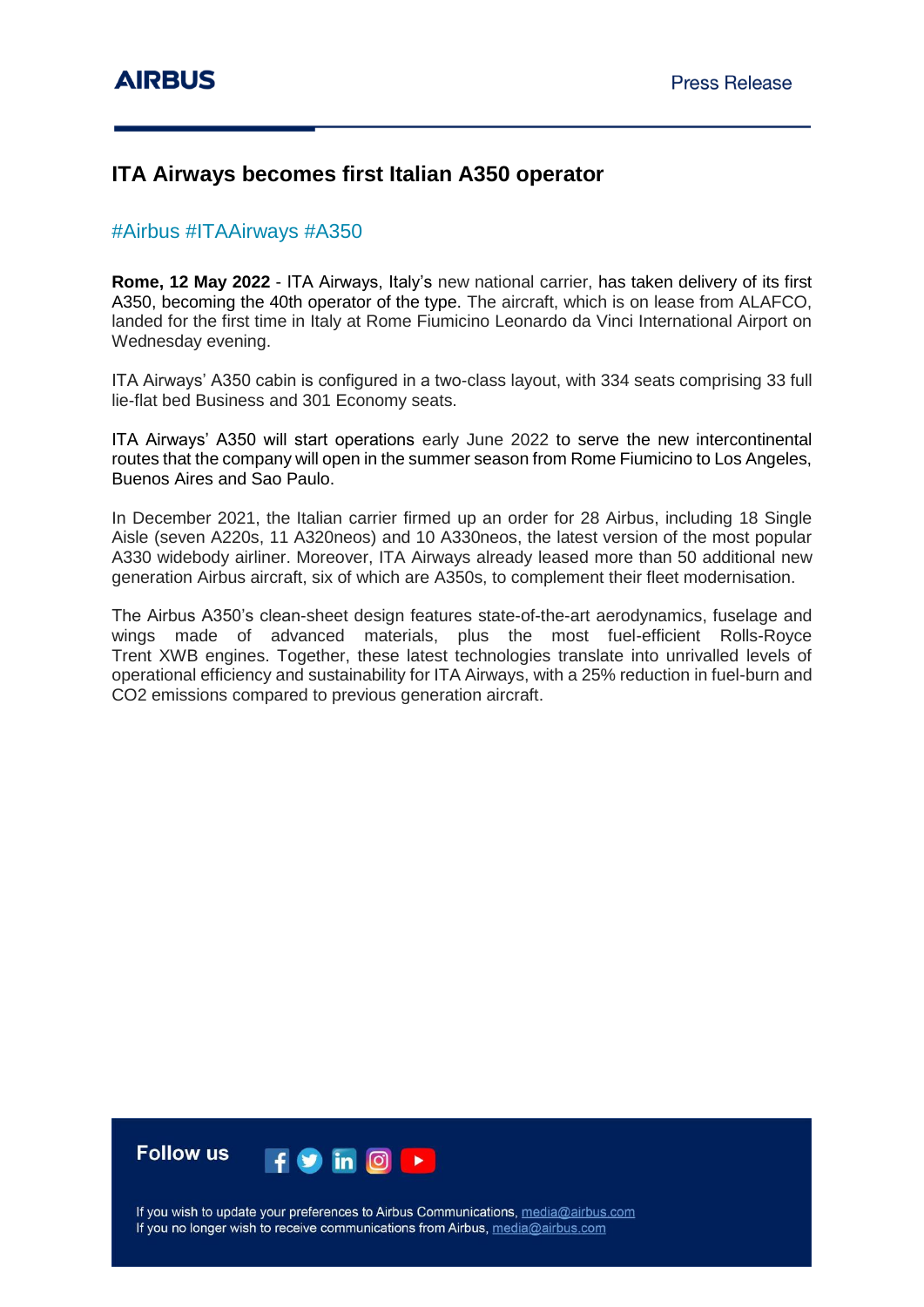# ITA Airways becomes first Italian A350 operator

#Airbus #ITAAirways #A350

**Rome, 12 May 2022** - ITA Airways, Italy's new national carrier, has taken delivery of its first A350, becoming the 40th operator of the type. The aircraft, which is on lease from ALAFCO, landed for the first time in Italy at Rome Fiumicino Leonardo da Vinci International Airport on Wednesday evening.

ITA Airways' A350 cabin is configured in a two-class layout, with 334 seats comprising 33 full lie-flat bed Business and 301 Economy seats.

ITA Airways' A350 will start operations early June 2022 to serve the new intercontinental routes that the company will open in the summer season from Rome Fiumicino to Los Angeles, Buenos Aires and Sao Paulo.

In December 2021, the Italian carrier firmed up an order for 28 Airbus, including 18 Single Aisle (seven A220s, 11 A320neos) and 10 A330neos, the latest version of the most popular A330 widebody airliner. Moreover, ITA Airways already leased more than 50 additional new generation Airbus aircraft, six of which are A350s, to complement their fleet modernisation.

The Airbus A350's clean-sheet design features state-of-the-art aerodynamics, fuselage and wings made of advanced materials, plus the most fuel-efficient Rolls-Royce Trent XWB engines. Together, these latest technologies translate into unrivalled levels of operational efficiency and sustainability for ITA Airways, with a 25% reduction in fuel-burn and $CO_2$ emissions compared to previous generation aircraft.

**Follow us**

If you wish to update your preferences to Airbus Communications, media@airbus.com
If you no longer wish to receive communications from Airbus, media@airbus.com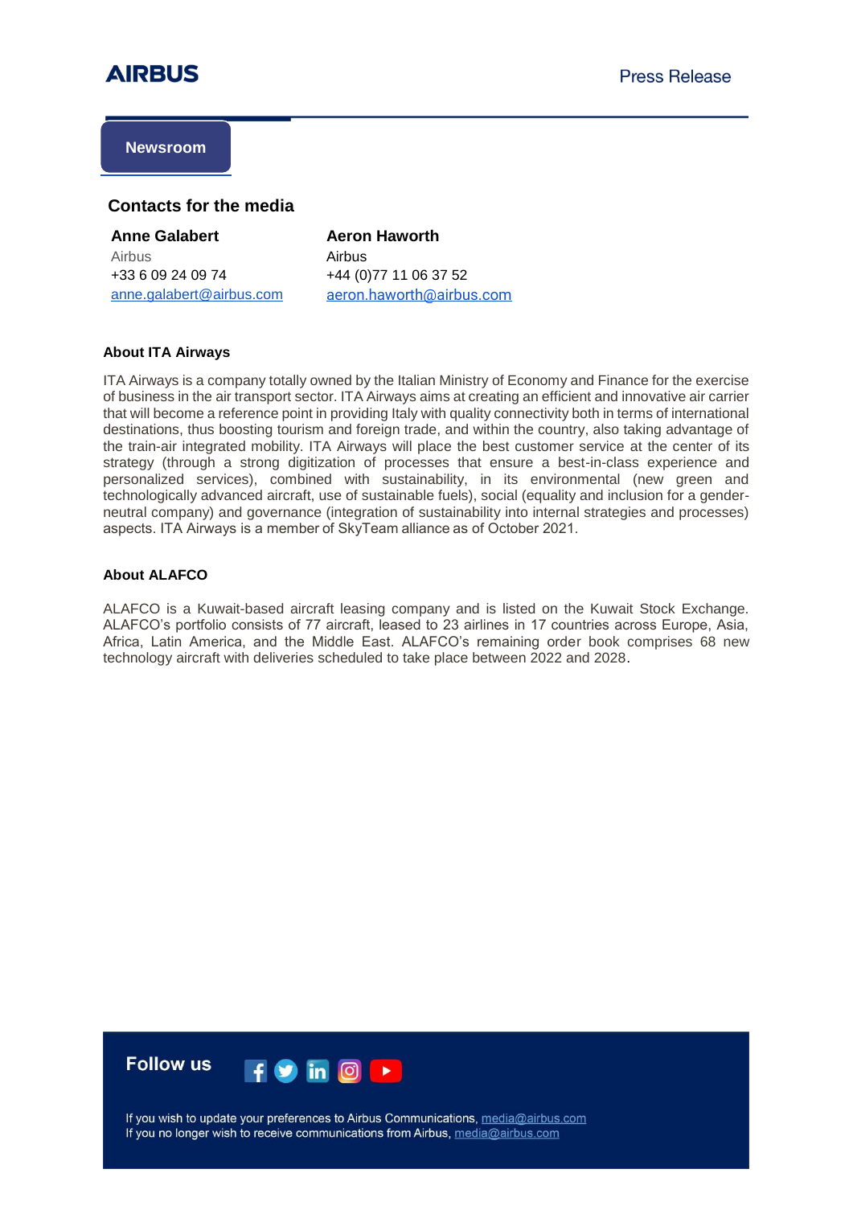**Newsroom**

## Contacts for the media

| Anne Galabert | Aeron Haworth |
| --- | --- |
| Airbus | Airbus |
| +33 6 09 24 09 74 | +44 (0)77 11 06 37 52 |
| anne.galabert@airbus.com | aeron.haworth@airbus.com |

### About ITA Airways

ITA Airways is a company totally owned by the Italian Ministry of Economy and Finance for the exercise of business in the air transport sector. ITA Airways aims at creating an efficient and innovative air carrier that will become a reference point in providing Italy with quality connectivity both in terms of international destinations, thus boosting tourism and foreign trade, and within the country, also taking advantage of the train-air integrated mobility. ITA Airways will place the best customer service at the center of its strategy (through a strong digitization of processes that ensure a best-in-class experience and personalized services), combined with sustainability, in its environmental (new green and technologically advanced aircraft, use of sustainable fuels), social (equality and inclusion for a gender-neutral company) and governance (integration of sustainability into internal strategies and processes) aspects. ITA Airways is a member of SkyTeam alliance as of October 2021.

### About ALAFCO

ALAFCO is a Kuwait-based aircraft leasing company and is listed on the Kuwait Stock Exchange. ALAFCO's portfolio consists of 77 aircraft, leased to 23 airlines in 17 countries across Europe, Asia, Africa, Latin America, and the Middle East. ALAFCO's remaining order book comprises 68 new technology aircraft with deliveries scheduled to take place between 2022 and 2028.

**Follow us**

If you wish to update your preferences to Airbus Communications, media@airbus.com
If you no longer wish to receive communications from Airbus, media@airbus.com